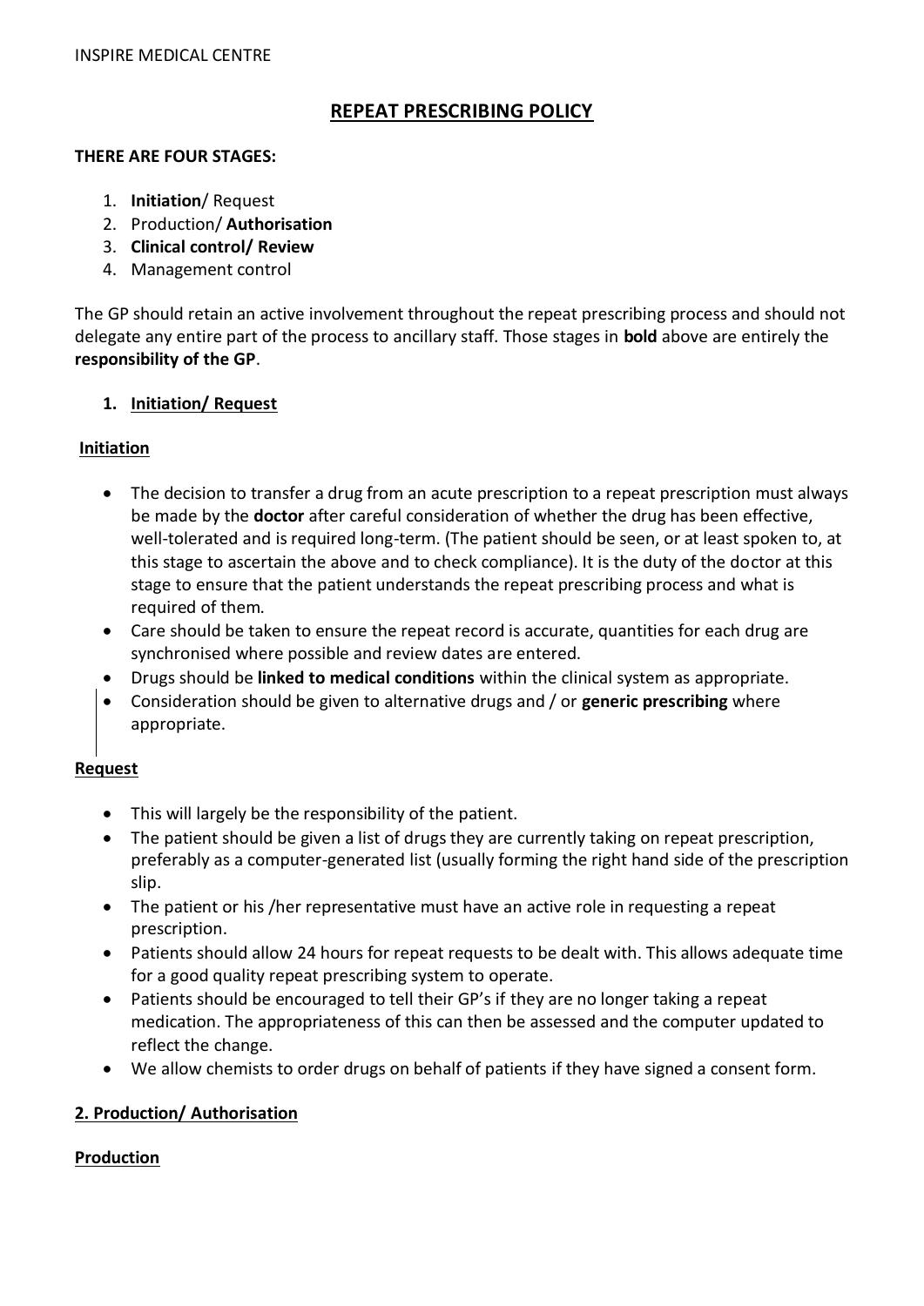INSPIRE MEDICAL CENTRE

# REPEAT PRESCRIBING POLICY

**THERE ARE FOUR STAGES:**

1. **Initiation**/ Request
2. Production/ **Authorisation**
3. **Clinical control/ Review**
4. Management control

The GP should retain an active involvement throughout the repeat prescribing process and should not delegate any entire part of the process to ancillary staff. Those stages in **bold** above are entirely the **responsibility of the GP**.

## 1. Initiation/ Request

### Initiation

- The decision to transfer a drug from an acute prescription to a repeat prescription must always be made by the **doctor** after careful consideration of whether the drug has been effective, well-tolerated and is required long-term. (The patient should be seen, or at least spoken to, at this stage to ascertain the above and to check compliance). It is the duty of the doctor at this stage to ensure that the patient understands the repeat prescribing process and what is required of them.
- Care should be taken to ensure the repeat record is accurate, quantities for each drug are synchronised where possible and review dates are entered.
- Drugs should be **linked to medical conditions** within the clinical system as appropriate.
- Consideration should be given to alternative drugs and / or **generic prescribing** where appropriate.

### Request

- This will largely be the responsibility of the patient.
- The patient should be given a list of drugs they are currently taking on repeat prescription, preferably as a computer-generated list (usually forming the right hand side of the prescription slip.
- The patient or his /her representative must have an active role in requesting a repeat prescription.
- Patients should allow 24 hours for repeat requests to be dealt with. This allows adequate time for a good quality repeat prescribing system to operate.
- Patients should be encouraged to tell their GP's if they are no longer taking a repeat medication. The appropriateness of this can then be assessed and the computer updated to reflect the change.
- We allow chemists to order drugs on behalf of patients if they have signed a consent form.

## 2. Production/ Authorisation

### Production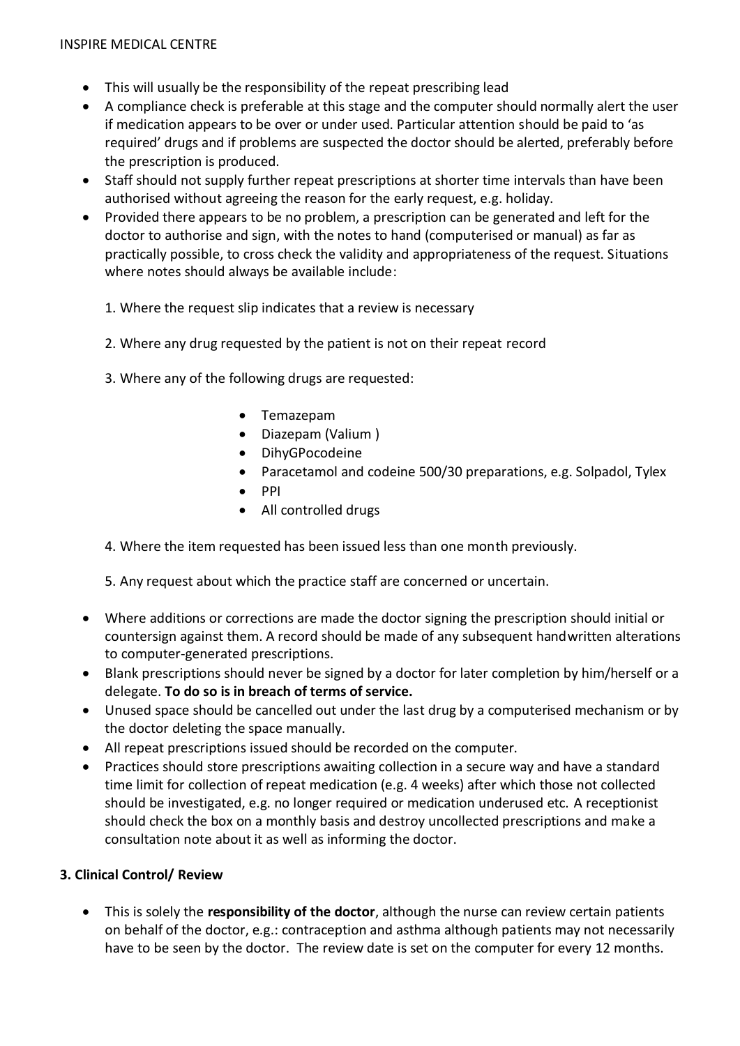- This will usually be the responsibility of the repeat prescribing lead
- A compliance check is preferable at this stage and the computer should normally alert the user if medication appears to be over or under used. Particular attention should be paid to 'as required' drugs and if problems are suspected the doctor should be alerted, preferably before the prescription is produced.
- Staff should not supply further repeat prescriptions at shorter time intervals than have been authorised without agreeing the reason for the early request, e.g. holiday.
- Provided there appears to be no problem, a prescription can be generated and left for the doctor to authorise and sign, with the notes to hand (computerised or manual) as far as practically possible, to cross check the validity and appropriateness of the request. Situations where notes should always be available include:

  1. Where the request slip indicates that a review is necessary

  2. Where any drug requested by the patient is not on their repeat record

  3. Where any of the following drugs are requested:

     - Temazepam
     - Diazepam (Valium )
     - DihyGPocodeine
     - Paracetamol and codeine 500/30 preparations, e.g. Solpadol, Tylex
     - PPI
     - All controlled drugs

  4. Where the item requested has been issued less than one month previously.

  5. Any request about which the practice staff are concerned or uncertain.

- Where additions or corrections are made the doctor signing the prescription should initial or countersign against them. A record should be made of any subsequent handwritten alterations to computer-generated prescriptions.
- Blank prescriptions should never be signed by a doctor for later completion by him/herself or a delegate. **To do so is in breach of terms of service.**
- Unused space should be cancelled out under the last drug by a computerised mechanism or by the doctor deleting the space manually.
- All repeat prescriptions issued should be recorded on the computer.
- Practices should store prescriptions awaiting collection in a secure way and have a standard time limit for collection of repeat medication (e.g. 4 weeks) after which those not collected should be investigated, e.g. no longer required or medication underused etc. A receptionist should check the box on a monthly basis and destroy uncollected prescriptions and make a consultation note about it as well as informing the doctor.

### 3. Clinical Control/ Review

- This is solely the **responsibility of the doctor**, although the nurse can review certain patients on behalf of the doctor, e.g.: contraception and asthma although patients may not necessarily have to be seen by the doctor. The review date is set on the computer for every 12 months.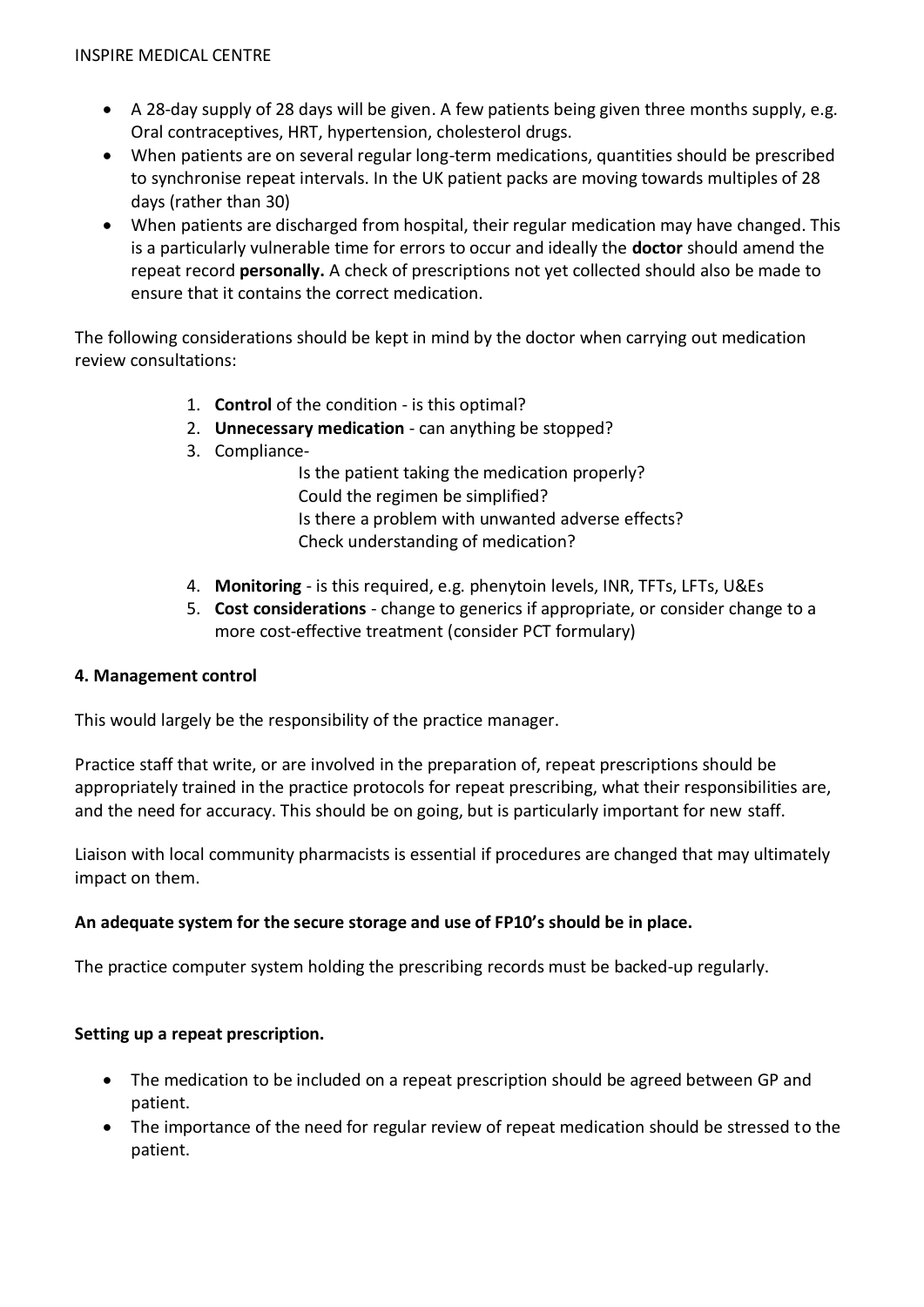- A 28-day supply of 28 days will be given. A few patients being given three months supply, e.g. Oral contraceptives, HRT, hypertension, cholesterol drugs.
- When patients are on several regular long-term medications, quantities should be prescribed to synchronise repeat intervals. In the UK patient packs are moving towards multiples of 28 days (rather than 30)
- When patients are discharged from hospital, their regular medication may have changed. This is a particularly vulnerable time for errors to occur and ideally the **doctor** should amend the repeat record **personally.** A check of prescriptions not yet collected should also be made to ensure that it contains the correct medication.

The following considerations should be kept in mind by the doctor when carrying out medication review consultations:

1. **Control** of the condition - is this optimal?
2. **Unnecessary medication** - can anything be stopped?
3. Compliance-
   Is the patient taking the medication properly?
   Could the regimen be simplified?
   Is there a problem with unwanted adverse effects?
   Check understanding of medication?
4. **Monitoring** - is this required, e.g. phenytoin levels, INR, TFTs, LFTs, U&Es
5. **Cost considerations** - change to generics if appropriate, or consider change to a more cost-effective treatment (consider PCT formulary)

**4. Management control**

This would largely be the responsibility of the practice manager.

Practice staff that write, or are involved in the preparation of, repeat prescriptions should be appropriately trained in the practice protocols for repeat prescribing, what their responsibilities are, and the need for accuracy. This should be on going, but is particularly important for new staff.

Liaison with local community pharmacists is essential if procedures are changed that may ultimately impact on them.

**An adequate system for the secure storage and use of FP10's should be in place.**

The practice computer system holding the prescribing records must be backed-up regularly.

**Setting up a repeat prescription.**

- The medication to be included on a repeat prescription should be agreed between GP and patient.
- The importance of the need for regular review of repeat medication should be stressed to the patient.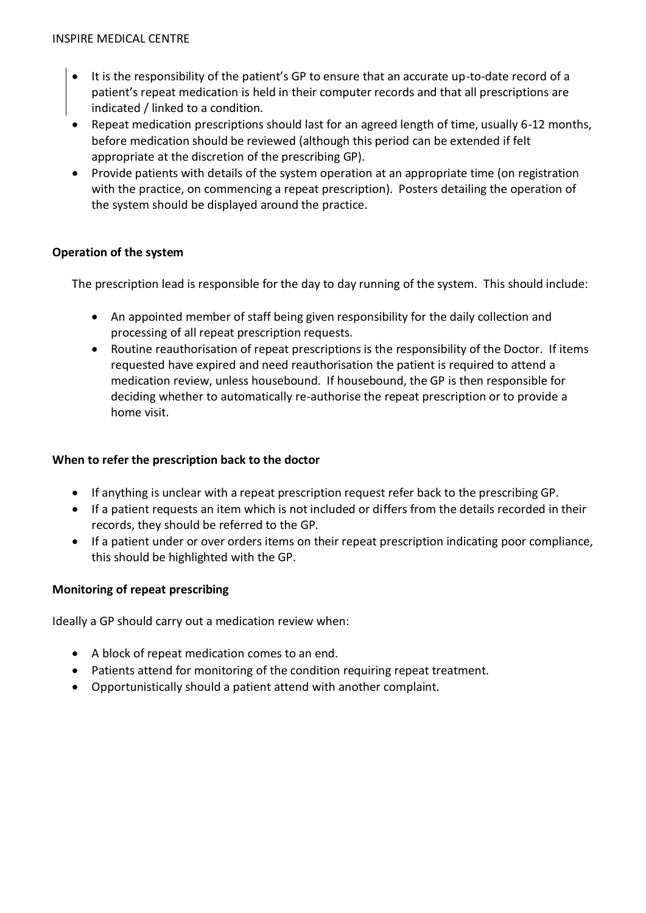- It is the responsibility of the patient's GP to ensure that an accurate up-to-date record of a patient's repeat medication is held in their computer records and that all prescriptions are indicated / linked to a condition.
- Repeat medication prescriptions should last for an agreed length of time, usually 6-12 months, before medication should be reviewed (although this period can be extended if felt appropriate at the discretion of the prescribing GP).
- Provide patients with details of the system operation at an appropriate time (on registration with the practice, on commencing a repeat prescription). Posters detailing the operation of the system should be displayed around the practice.

**Operation of the system**

The prescription lead is responsible for the day to day running of the system. This should include:

- An appointed member of staff being given responsibility for the daily collection and processing of all repeat prescription requests.
- Routine reauthorisation of repeat prescriptions is the responsibility of the Doctor. If items requested have expired and need reauthorisation the patient is required to attend a medication review, unless housebound. If housebound, the GP is then responsible for deciding whether to automatically re-authorise the repeat prescription or to provide a home visit.

**When to refer the prescription back to the doctor**

- If anything is unclear with a repeat prescription request refer back to the prescribing GP.
- If a patient requests an item which is not included or differs from the details recorded in their records, they should be referred to the GP.
- If a patient under or over orders items on their repeat prescription indicating poor compliance, this should be highlighted with the GP.

**Monitoring of repeat prescribing**

Ideally a GP should carry out a medication review when:

- A block of repeat medication comes to an end.
- Patients attend for monitoring of the condition requiring repeat treatment.
- Opportunistically should a patient attend with another complaint.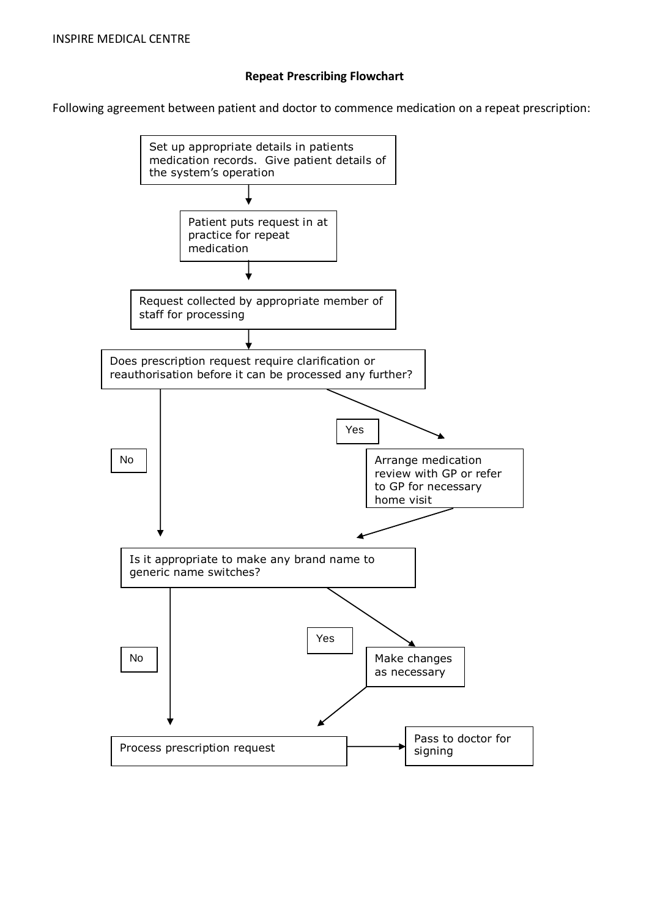**Repeat Prescribing Flowchart**

Following agreement between patient and doctor to commence medication on a repeat prescription:

Set up appropriate details in patients medication records. Give patient details of the system's operation

Patient puts request in at practice for repeat medication

Request collected by appropriate member of staff for processing

Does prescription request require clarification or reauthorisation before it can be processed any further?

Yes

Arrange medication review with GP or refer to GP for necessary home visit

No

Is it appropriate to make any brand name to generic name switches?

Yes

Make changes as necessary

No

Process prescription request

Pass to doctor for signing